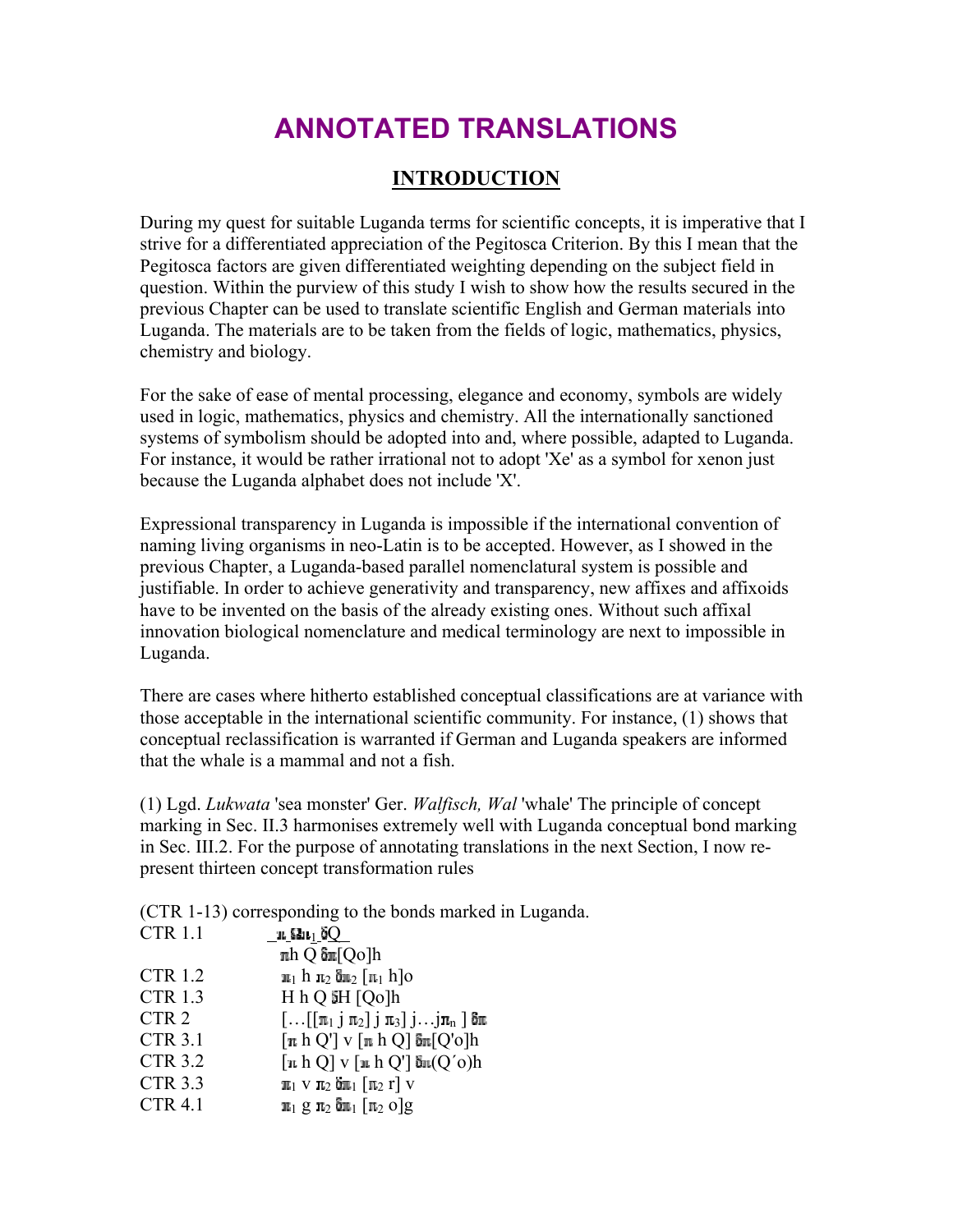# ANNOTATED TRANSLATIONS

## INTRODUCTION

During my quest for suitable Luganda terms for scientific concepts, it is imperative that I strive for a differentiated appreciation of the Pegitosca Criterion. By this I mean that the Pegitosca factors are given differentiated weighting depending on the subject field in question. Within the purview of this study I wish to show how the results secured in the previous Chapter can be used to translate scientific English and German materials into Luganda. The materials are to be taken from the fields of logic, mathematics, physics, chemistry and biology.

For the sake of ease of mental processing, elegance and economy, symbols are widely used in logic, mathematics, physics and chemistry. All the internationally sanctioned systems of symbolism should be adopted into and, where possible, adapted to Luganda. For instance, it would be rather irrational not to adopt 'Xe' as a symbol for xenon just because the Luganda alphabet does not include 'X'.

Expressional transparency in Luganda is impossible if the international convention of naming living organisms in neo-Latin is to be accepted. However, as I showed in the previous Chapter, a Luganda-based parallel nomenclatural system is possible and justifiable. In order to achieve generativity and transparency, new affixes and affixoids have to be invented on the basis of the already existing ones. Without such affixal innovation biological nomenclature and medical terminology are next to impossible in Luganda.

There are cases where hitherto established conceptual classifications are at variance with those acceptable in the international scientific community. For instance, (1) shows that conceptual reclassification is warranted if German and Luganda speakers are informed that the whale is a mammal and not a fish.

(1) Lgd. *Lukwata* 'sea monster' Ger. *Walfisch, Wal* 'whale' The principle of concept marking in Sec. II.3 harmonises extremely well with Luganda conceptual bond marking in Sec. III.2. For the purpose of annotating translations in the next Section, I now re-present thirteen concept transformation rules

(CTR 1-13) corresponding to the bonds marked in Luganda.

| | |
|---|---|
| CTR 1.1 | $\pi$ h $\pi_1$ ð Q |
| | $\pi$ h Q ð $\pi$ [Qo]h |
| CTR 1.2 | $\pi_1$ h $\pi_2$ ð $\pi_2$ [$\pi_1$ h]o |
| CTR 1.3 | H h Q ð H [Qo]h |
| CTR 2 | […[[$\pi_1$ j $\pi_2$] j $\pi_3$] j…j$\pi_n$ ] ð $\pi$ |
| CTR 3.1 | [$\pi$ h Q'] v [$\pi$ h Q] ð $\pi$ [Q'o]h |
| CTR 3.2 | [$\pi$ h Q] v [$\pi$ h Q'] ð $\pi$ (Q´o)h |
| CTR 3.3 | $\pi_1$ v $\pi_2$ ð $\pi_1$ [$\pi_2$ r] v |
| CTR 4.1 | $\pi_1$ g $\pi_2$ ð $\pi_1$ [$\pi_2$ o]g |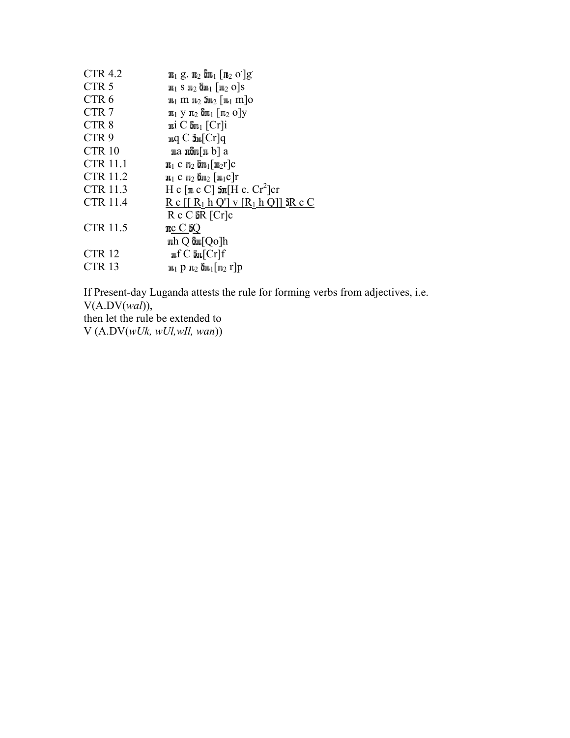| | |
|---|---|
| CTR 4.2 | $\pi_1$ g. $\pi_2$ δ$\pi_1$ [$\pi_2$ o·]g· |
| CTR 5 | $\pi_1$ s $\pi_2$ δ$\pi_1$ [$\pi_2$ o]s |
| CTR 6 | $\pi_1$ m $\pi_2$ 5$\pi_2$ [$\pi_1$ m]o |
| CTR 7 | $\pi_1$ y $\pi_2$ δ$\pi_1$ [$\pi_2$ o]y |
| CTR 8 | πi C δ$\pi_1$ [Cr]i |
| CTR 9 | πq C 5π[Cr]q |
| CTR 10 | πa πδπ[π b] a |
| CTR 11.1 | $\pi_1$ c $\pi_2$ δ$\pi_1$[$\pi_2$r]c |
| CTR 11.2 | $\pi_1$ c $\pi_2$ δ$\pi_2$ [$\pi_1$c]r |
| CTR 11.3 | H c [π c C] 5π[H c. $Cr^2$]cr |
| CTR 11.4 | R c [[ $R_1$ h Q'] v [$R_1$ h Q]] 5R c C |
| | R c C δR [Cr]c |
| CTR 11.5 | πc C δQ |
| | πh Q δπ[Qo]h |
| CTR 12 | πf C δπ[Cr]f |
| CTR 13 | $\pi_1$ p $\pi_2$ δ$\pi_1$[$\pi_2$ r]p |

If Present-day Luganda attests the rule for forming verbs from adjectives, i.e.
V(A.DV(*wal*)),
then let the rule be extended to
V (A.DV(*wUk, wUl,wIl, wan*))